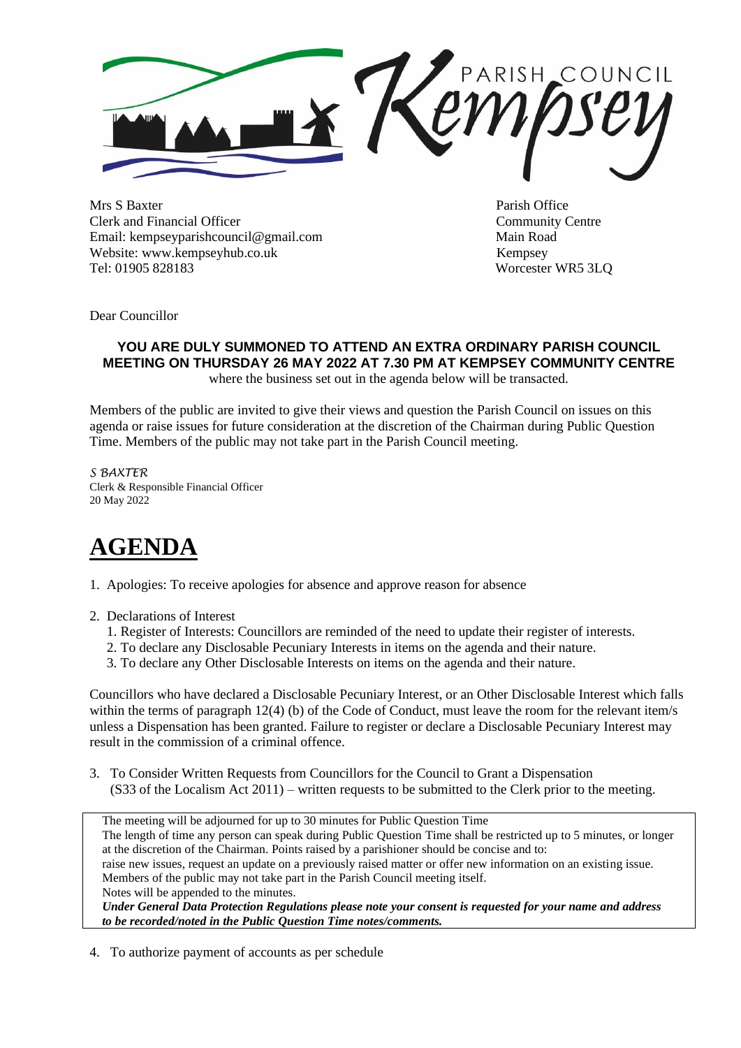Kempsey PARISH COUNCIL

Mrs S Baxter
Clerk and Financial Officer
Email: kempseyparishcouncil@gmail.com
Website: www.kempseyhub.co.uk
Tel: 01905 828183

Parish Office
Community Centre
Main Road
Kempsey
Worcester WR5 3LQ

Dear Councillor

**YOU ARE DULY SUMMONED TO ATTEND AN EXTRA ORDINARY PARISH COUNCIL MEETING ON THURSDAY 26 MAY 2022 AT 7.30 PM AT KEMPSEY COMMUNITY CENTRE**
where the business set out in the agenda below will be transacted.

Members of the public are invited to give their views and question the Parish Council on issues on this agenda or raise issues for future consideration at the discretion of the Chairman during Public Question Time. Members of the public may not take part in the Parish Council meeting.

*S BAXTER*
Clerk & Responsible Financial Officer
20 May 2022

# AGENDA

1. Apologies: To receive apologies for absence and approve reason for absence

2. Declarations of Interest
   1. Register of Interests: Councillors are reminded of the need to update their register of interests.
   2. To declare any Disclosable Pecuniary Interests in items on the agenda and their nature.
   3. To declare any Other Disclosable Interests on items on the agenda and their nature.

Councillors who have declared a Disclosable Pecuniary Interest, or an Other Disclosable Interest which falls within the terms of paragraph 12(4) (b) of the Code of Conduct, must leave the room for the relevant item/s unless a Dispensation has been granted. Failure to register or declare a Disclosable Pecuniary Interest may result in the commission of a criminal offence.

3. To Consider Written Requests from Councillors for the Council to Grant a Dispensation (S33 of the Localism Act 2011) – written requests to be submitted to the Clerk prior to the meeting.

> The meeting will be adjourned for up to 30 minutes for Public Question Time
> The length of time any person can speak during Public Question Time shall be restricted up to 5 minutes, or longer at the discretion of the Chairman. Points raised by a parishioner should be concise and to:
> raise new issues, request an update on a previously raised matter or offer new information on an existing issue.
> Members of the public may not take part in the Parish Council meeting itself.
> Notes will be appended to the minutes.
> ***Under General Data Protection Regulations please note your consent is requested for your name and address to be recorded/noted in the Public Question Time notes/comments.***

4. To authorize payment of accounts as per schedule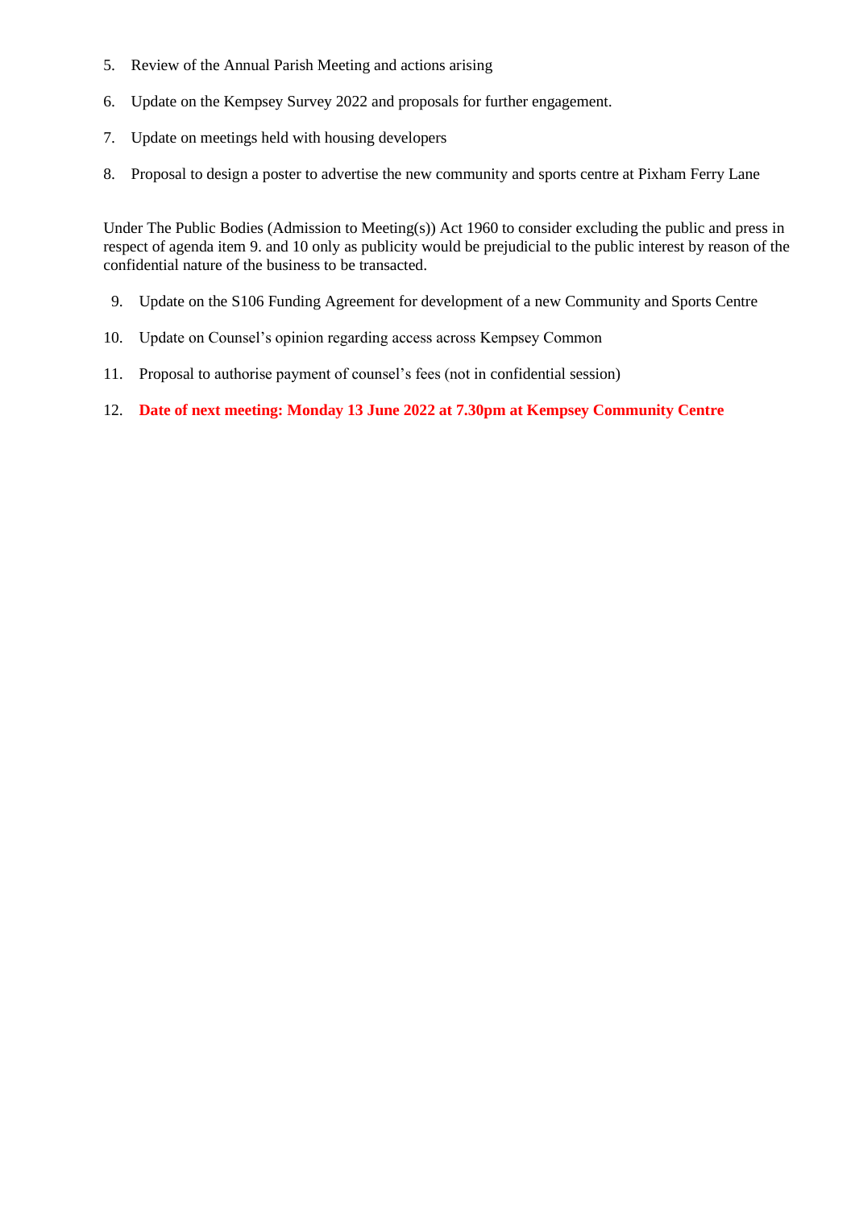5. Review of the Annual Parish Meeting and actions arising

6. Update on the Kempsey Survey 2022 and proposals for further engagement.

7. Update on meetings held with housing developers

8. Proposal to design a poster to advertise the new community and sports centre at Pixham Ferry Lane

Under The Public Bodies (Admission to Meeting(s)) Act 1960 to consider excluding the public and press in respect of agenda item 9. and 10 only as publicity would be prejudicial to the public interest by reason of the confidential nature of the business to be transacted.

9. Update on the S106 Funding Agreement for development of a new Community and Sports Centre

10. Update on Counsel's opinion regarding access across Kempsey Common

11. Proposal to authorise payment of counsel's fees (not in confidential session)

12. **Date of next meeting: Monday 13 June 2022 at 7.30pm at Kempsey Community Centre**